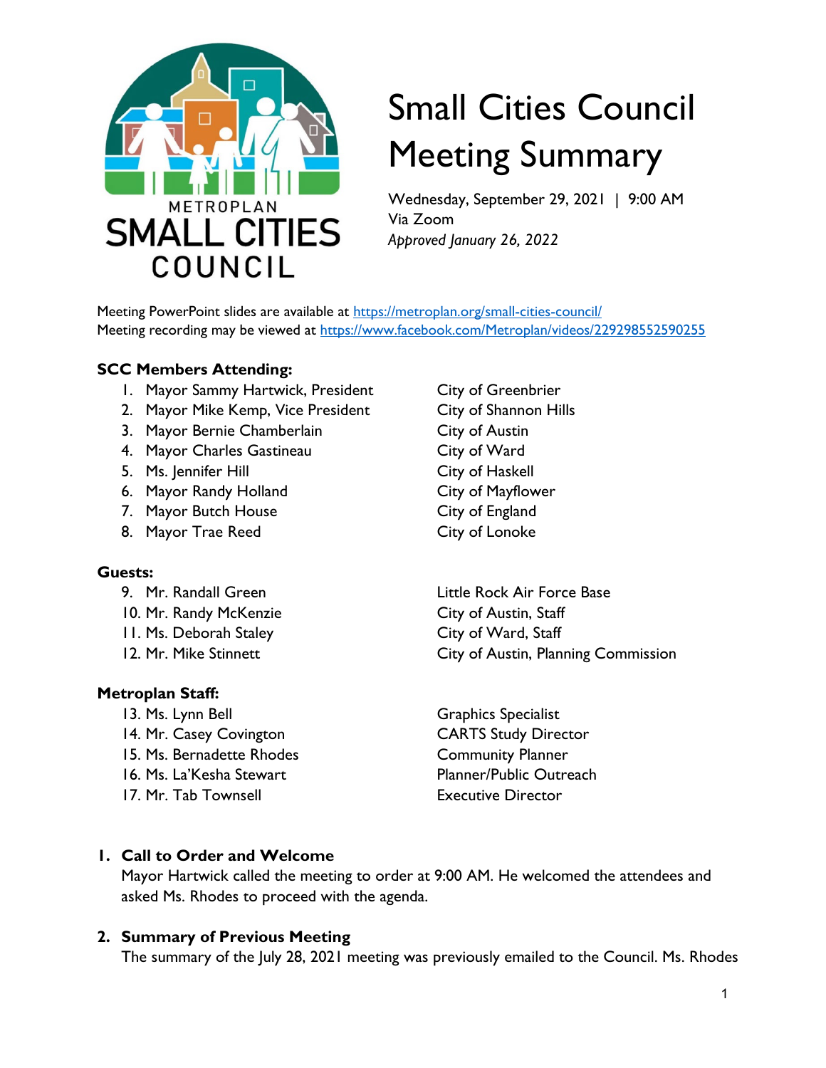# Small Cities Council Meeting Summary

Wednesday, September 29, 2021 | 9:00 AM
Via Zoom
*Approved January 26, 2022*

Meeting PowerPoint slides are available at https://metroplan.org/small-cities-council/
Meeting recording may be viewed at https://www.facebook.com/Metroplan/videos/229298552590255

**SCC Members Attending:**

1. Mayor Sammy Hartwick, President — City of Greenbrier
2. Mayor Mike Kemp, Vice President — City of Shannon Hills
3. Mayor Bernie Chamberlain — City of Austin
4. Mayor Charles Gastineau — City of Ward
5. Ms. Jennifer Hill — City of Haskell
6. Mayor Randy Holland — City of Mayflower
7. Mayor Butch House — City of England
8. Mayor Trae Reed — City of Lonoke

**Guests:**

9. Mr. Randall Green — Little Rock Air Force Base
10. Mr. Randy McKenzie — City of Austin, Staff
11. Ms. Deborah Staley — City of Ward, Staff
12. Mr. Mike Stinnett — City of Austin, Planning Commission

**Metroplan Staff:**

13. Ms. Lynn Bell — Graphics Specialist
14. Mr. Casey Covington — CARTS Study Director
15. Ms. Bernadette Rhodes — Community Planner
16. Ms. La'Kesha Stewart — Planner/Public Outreach
17. Mr. Tab Townsell — Executive Director

## 1. Call to Order and Welcome

Mayor Hartwick called the meeting to order at 9:00 AM. He welcomed the attendees and asked Ms. Rhodes to proceed with the agenda.

## 2. Summary of Previous Meeting

The summary of the July 28, 2021 meeting was previously emailed to the Council. Ms. Rhodes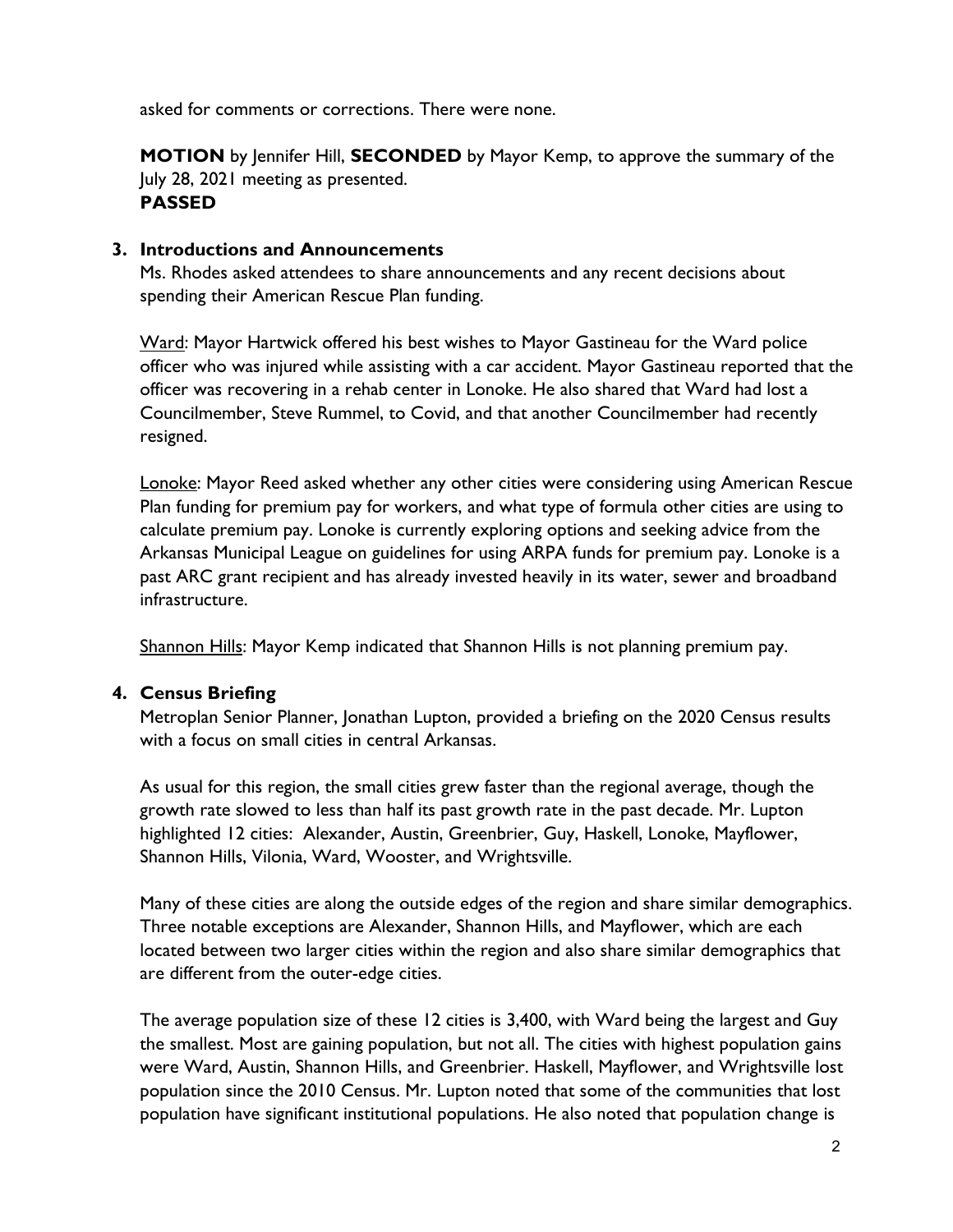asked for comments or corrections. There were none.

**MOTION** by Jennifer Hill, **SECONDED** by Mayor Kemp, to approve the summary of the July 28, 2021 meeting as presented.
**PASSED**

**3. Introductions and Announcements**

Ms. Rhodes asked attendees to share announcements and any recent decisions about spending their American Rescue Plan funding.

Ward: Mayor Hartwick offered his best wishes to Mayor Gastineau for the Ward police officer who was injured while assisting with a car accident. Mayor Gastineau reported that the officer was recovering in a rehab center in Lonoke. He also shared that Ward had lost a Councilmember, Steve Rummel, to Covid, and that another Councilmember had recently resigned.

Lonoke: Mayor Reed asked whether any other cities were considering using American Rescue Plan funding for premium pay for workers, and what type of formula other cities are using to calculate premium pay. Lonoke is currently exploring options and seeking advice from the Arkansas Municipal League on guidelines for using ARPA funds for premium pay. Lonoke is a past ARC grant recipient and has already invested heavily in its water, sewer and broadband infrastructure.

Shannon Hills: Mayor Kemp indicated that Shannon Hills is not planning premium pay.

**4. Census Briefing**

Metroplan Senior Planner, Jonathan Lupton, provided a briefing on the 2020 Census results with a focus on small cities in central Arkansas.

As usual for this region, the small cities grew faster than the regional average, though the growth rate slowed to less than half its past growth rate in the past decade. Mr. Lupton highlighted 12 cities: Alexander, Austin, Greenbrier, Guy, Haskell, Lonoke, Mayflower, Shannon Hills, Vilonia, Ward, Wooster, and Wrightsville.

Many of these cities are along the outside edges of the region and share similar demographics. Three notable exceptions are Alexander, Shannon Hills, and Mayflower, which are each located between two larger cities within the region and also share similar demographics that are different from the outer-edge cities.

The average population size of these 12 cities is 3,400, with Ward being the largest and Guy the smallest. Most are gaining population, but not all. The cities with highest population gains were Ward, Austin, Shannon Hills, and Greenbrier. Haskell, Mayflower, and Wrightsville lost population since the 2010 Census. Mr. Lupton noted that some of the communities that lost population have significant institutional populations. He also noted that population change is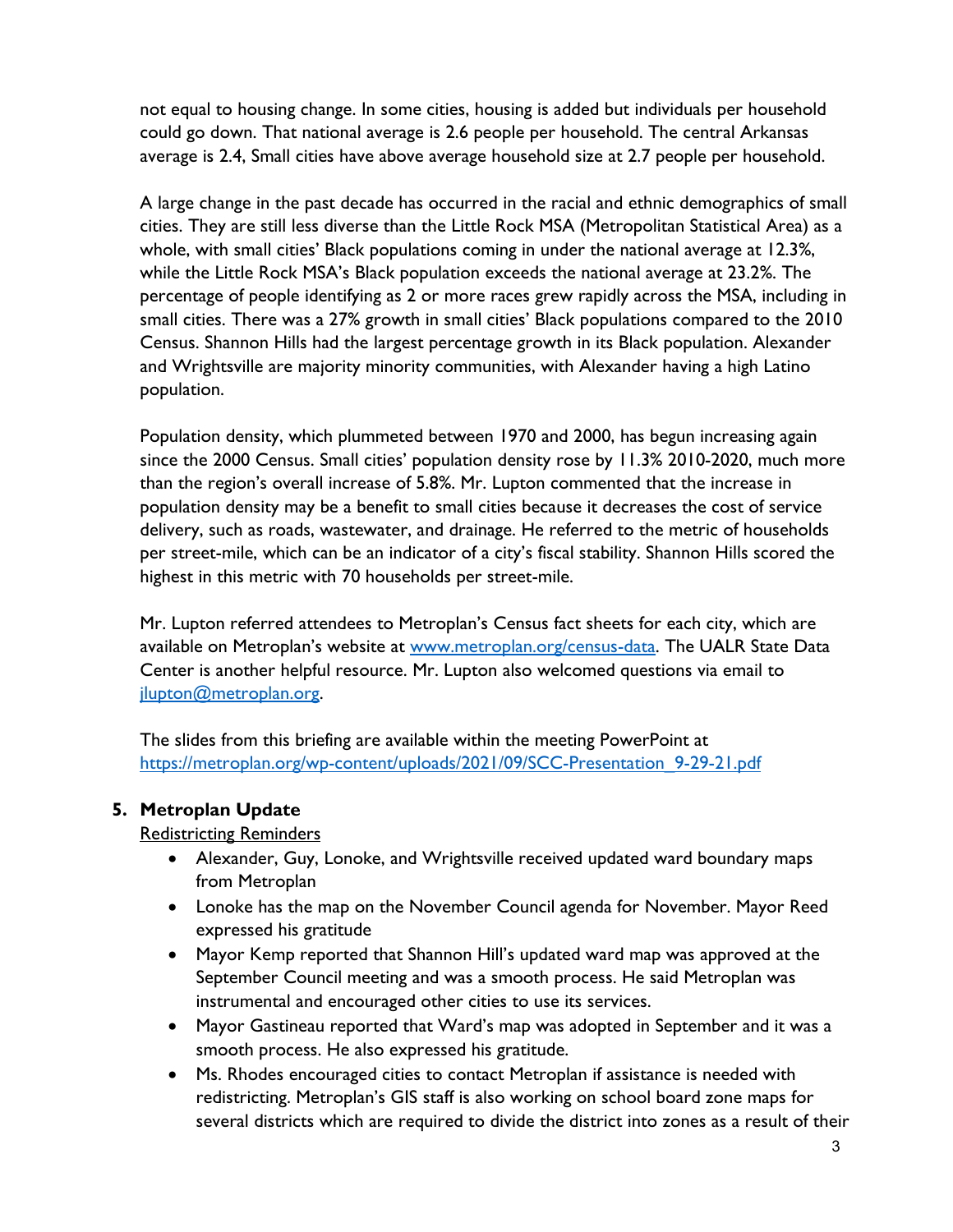not equal to housing change. In some cities, housing is added but individuals per household could go down. That national average is 2.6 people per household. The central Arkansas average is 2.4, Small cities have above average household size at 2.7 people per household.

A large change in the past decade has occurred in the racial and ethnic demographics of small cities. They are still less diverse than the Little Rock MSA (Metropolitan Statistical Area) as a whole, with small cities' Black populations coming in under the national average at 12.3%, while the Little Rock MSA's Black population exceeds the national average at 23.2%. The percentage of people identifying as 2 or more races grew rapidly across the MSA, including in small cities. There was a 27% growth in small cities' Black populations compared to the 2010 Census. Shannon Hills had the largest percentage growth in its Black population. Alexander and Wrightsville are majority minority communities, with Alexander having a high Latino population.

Population density, which plummeted between 1970 and 2000, has begun increasing again since the 2000 Census. Small cities' population density rose by 11.3% 2010-2020, much more than the region's overall increase of 5.8%. Mr. Lupton commented that the increase in population density may be a benefit to small cities because it decreases the cost of service delivery, such as roads, wastewater, and drainage. He referred to the metric of households per street-mile, which can be an indicator of a city's fiscal stability. Shannon Hills scored the highest in this metric with 70 households per street-mile.

Mr. Lupton referred attendees to Metroplan's Census fact sheets for each city, which are available on Metroplan's website at [www.metroplan.org/census-data](http://www.metroplan.org/census-data). The UALR State Data Center is another helpful resource. Mr. Lupton also welcomed questions via email to [jlupton@metroplan.org](mailto:jlupton@metroplan.org).

The slides from this briefing are available within the meeting PowerPoint at [https://metroplan.org/wp-content/uploads/2021/09/SCC-Presentation_9-29-21.pdf](https://metroplan.org/wp-content/uploads/2021/09/SCC-Presentation_9-29-21.pdf)

## 5. Metroplan Update

Redistricting Reminders

- Alexander, Guy, Lonoke, and Wrightsville received updated ward boundary maps from Metroplan
- Lonoke has the map on the November Council agenda for November. Mayor Reed expressed his gratitude
- Mayor Kemp reported that Shannon Hill's updated ward map was approved at the September Council meeting and was a smooth process. He said Metroplan was instrumental and encouraged other cities to use its services.
- Mayor Gastineau reported that Ward's map was adopted in September and it was a smooth process. He also expressed his gratitude.
- Ms. Rhodes encouraged cities to contact Metroplan if assistance is needed with redistricting. Metroplan's GIS staff is also working on school board zone maps for several districts which are required to divide the district into zones as a result of their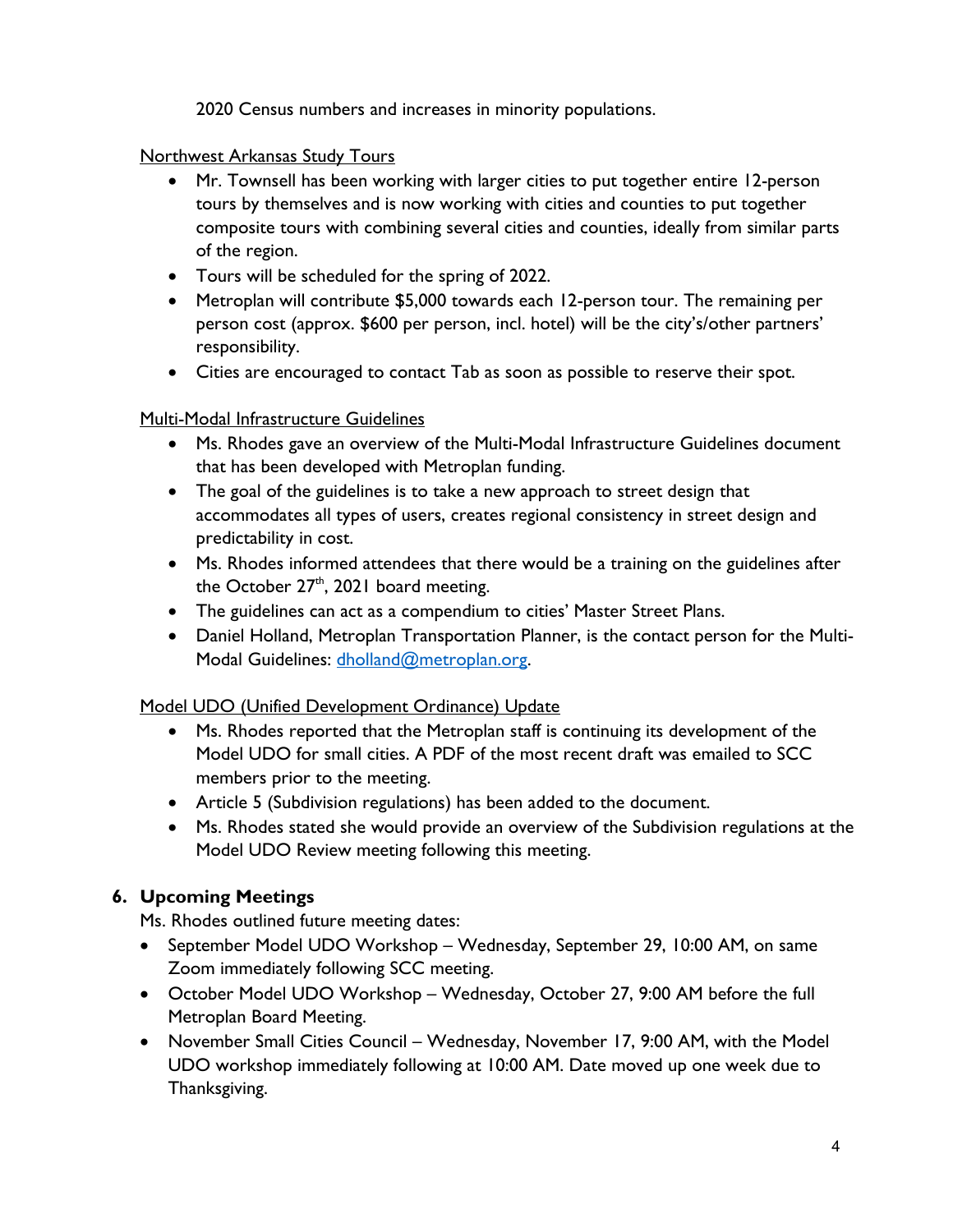2020 Census numbers and increases in minority populations.

Northwest Arkansas Study Tours

- Mr. Townsell has been working with larger cities to put together entire 12-person tours by themselves and is now working with cities and counties to put together composite tours with combining several cities and counties, ideally from similar parts of the region.
- Tours will be scheduled for the spring of 2022.
- Metroplan will contribute $5,000 towards each 12-person tour. The remaining per person cost (approx. $600 per person, incl. hotel) will be the city's/other partners' responsibility.
- Cities are encouraged to contact Tab as soon as possible to reserve their spot.

Multi-Modal Infrastructure Guidelines

- Ms. Rhodes gave an overview of the Multi-Modal Infrastructure Guidelines document that has been developed with Metroplan funding.
- The goal of the guidelines is to take a new approach to street design that accommodates all types of users, creates regional consistency in street design and predictability in cost.
- Ms. Rhodes informed attendees that there would be a training on the guidelines after the October 27th, 2021 board meeting.
- The guidelines can act as a compendium to cities' Master Street Plans.
- Daniel Holland, Metroplan Transportation Planner, is the contact person for the Multi-Modal Guidelines: dholland@metroplan.org.

Model UDO (Unified Development Ordinance) Update

- Ms. Rhodes reported that the Metroplan staff is continuing its development of the Model UDO for small cities. A PDF of the most recent draft was emailed to SCC members prior to the meeting.
- Article 5 (Subdivision regulations) has been added to the document.
- Ms. Rhodes stated she would provide an overview of the Subdivision regulations at the Model UDO Review meeting following this meeting.

**6. Upcoming Meetings**

Ms. Rhodes outlined future meeting dates:

- September Model UDO Workshop – Wednesday, September 29, 10:00 AM, on same Zoom immediately following SCC meeting.
- October Model UDO Workshop – Wednesday, October 27, 9:00 AM before the full Metroplan Board Meeting.
- November Small Cities Council – Wednesday, November 17, 9:00 AM, with the Model UDO workshop immediately following at 10:00 AM. Date moved up one week due to Thanksgiving.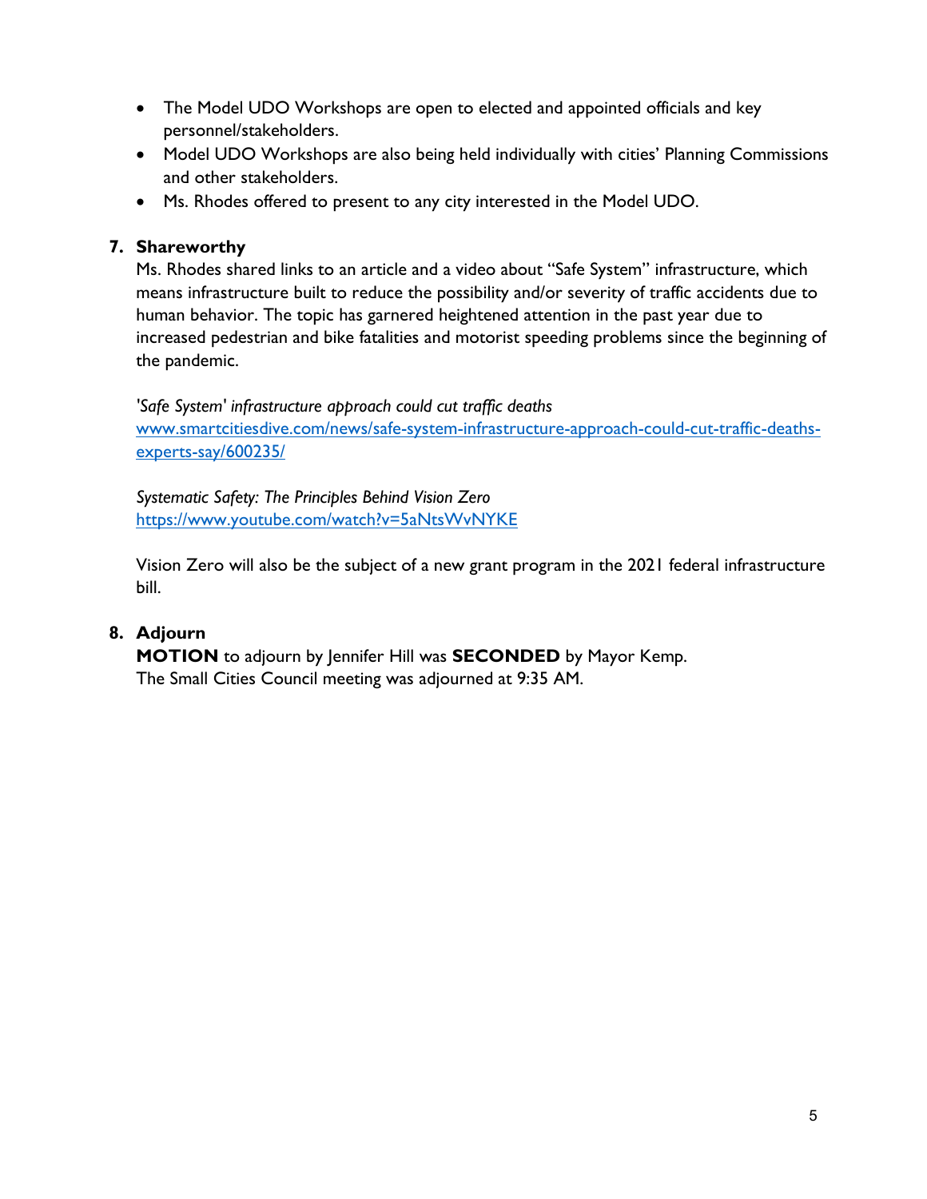- The Model UDO Workshops are open to elected and appointed officials and key personnel/stakeholders.
- Model UDO Workshops are also being held individually with cities' Planning Commissions and other stakeholders.
- Ms. Rhodes offered to present to any city interested in the Model UDO.

7. **Shareworthy**

   Ms. Rhodes shared links to an article and a video about "Safe System" infrastructure, which means infrastructure built to reduce the possibility and/or severity of traffic accidents due to human behavior. The topic has garnered heightened attention in the past year due to increased pedestrian and bike fatalities and motorist speeding problems since the beginning of the pandemic.

   *'Safe System' infrastructure approach could cut traffic deaths*
   [www.smartcitiesdive.com/news/safe-system-infrastructure-approach-could-cut-traffic-deaths-experts-say/600235/](www.smartcitiesdive.com/news/safe-system-infrastructure-approach-could-cut-traffic-deaths-experts-say/600235/)

   *Systematic Safety: The Principles Behind Vision Zero*
   [https://www.youtube.com/watch?v=5aNtsWvNYKE](https://www.youtube.com/watch?v=5aNtsWvNYKE)

   Vision Zero will also be the subject of a new grant program in the 2021 federal infrastructure bill.

8. **Adjourn**

   **MOTION** to adjourn by Jennifer Hill was **SECONDED** by Mayor Kemp.
   The Small Cities Council meeting was adjourned at 9:35 AM.